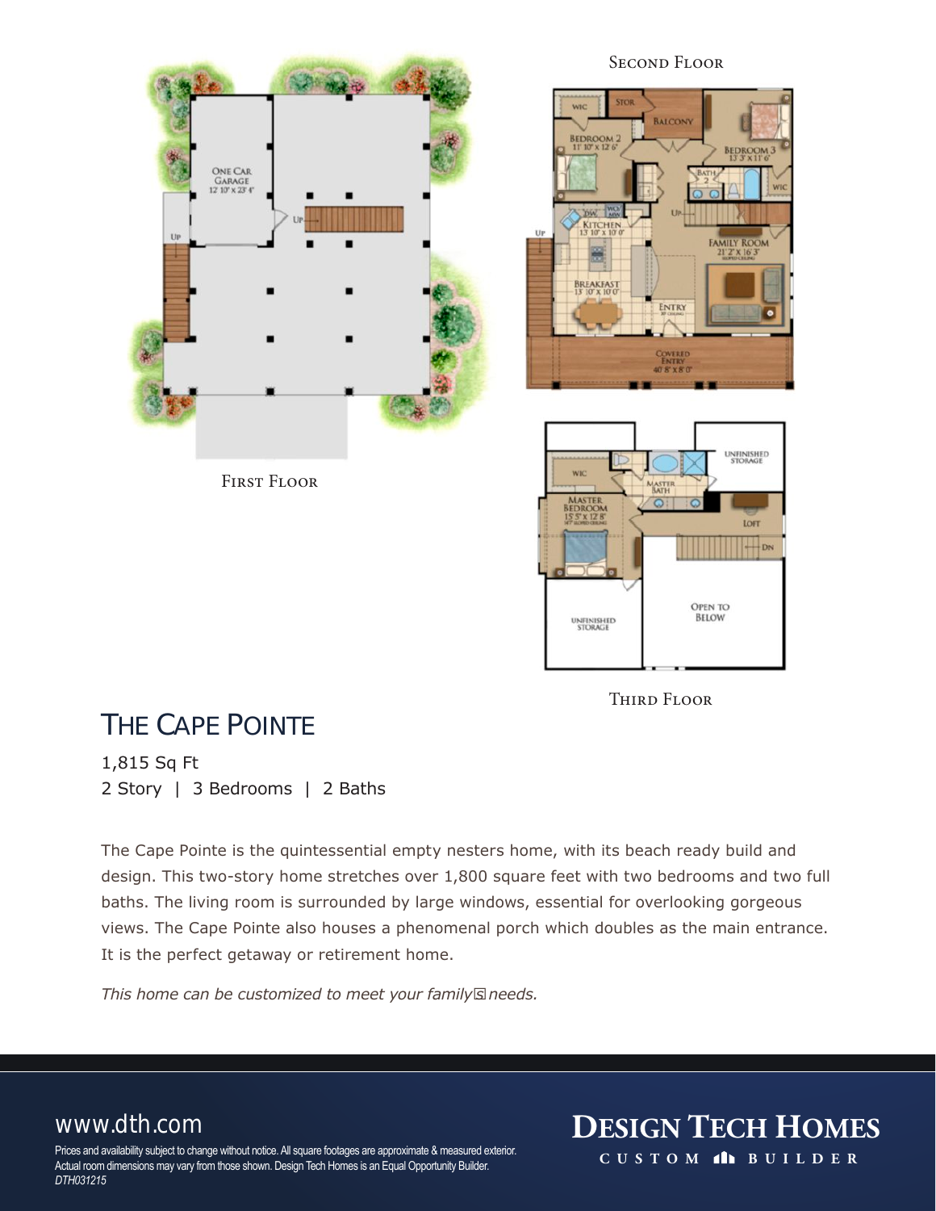Second Floor

First Floor

Third Floor

# THE CAPE POINTE

1,815 Sq Ft
2 Story | 3 Bedrooms | 2 Baths

The Cape Pointe is the quintessential empty nesters home, with its beach ready build and design. This two-story home stretches over 1,800 square feet with two bedrooms and two full baths. The living room is surrounded by large windows, essential for overlooking gorgeous views. The Cape Pointe also houses a phenomenal porch which doubles as the main entrance. It is the perfect getaway or retirement home.

*This home can be customized to meet your family's needs.*

www.dth.com

Prices and availability subject to change without notice. All square footages are approximate & measured exterior. Actual room dimensions may vary from those shown. Design Tech Homes is an Equal Opportunity Builder.
*DTH031215*

**DESIGN TECH HOMES**
CUSTOM BUILDER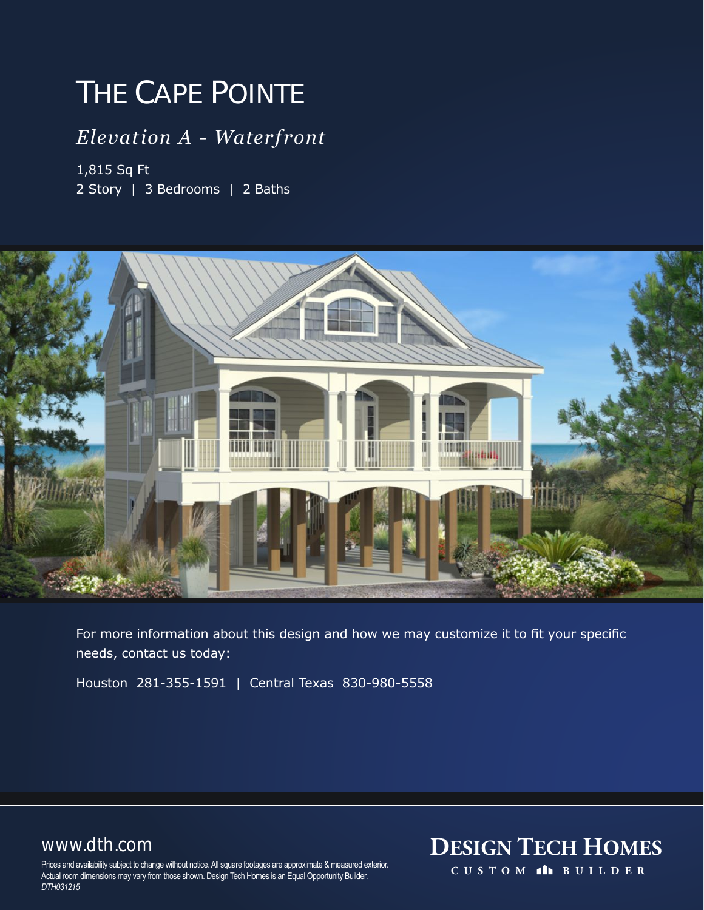# THE CAPE POINTE

*Elevation A - Waterfront*

1,815 Sq Ft
2 Story | 3 Bedrooms | 2 Baths

For more information about this design and how we may customize it to fit your specific needs, contact us today:

Houston 281-355-1591 | Central Texas 830-980-5558

www.dth.com

Prices and availability subject to change without notice. All square footages are approximate & measured exterior. Actual room dimensions may vary from those shown. Design Tech Homes is an Equal Opportunity Builder.
*DTH031215*

**DESIGN TECH HOMES**
CUSTOM BUILDER